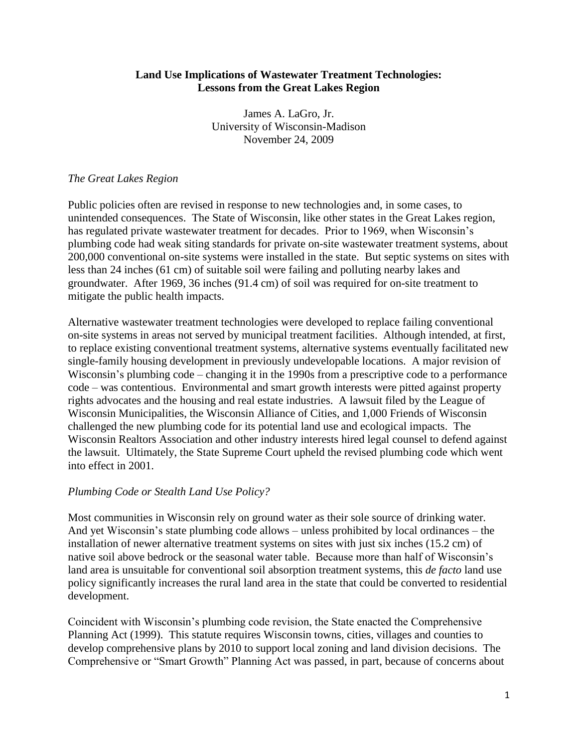**Land Use Implications of Wastewater Treatment Technologies: Lessons from the Great Lakes Region**

James A. LaGro, Jr.
University of Wisconsin-Madison
November 24, 2009

*The Great Lakes Region*

Public policies often are revised in response to new technologies and, in some cases, to unintended consequences. The State of Wisconsin, like other states in the Great Lakes region, has regulated private wastewater treatment for decades. Prior to 1969, when Wisconsin's plumbing code had weak siting standards for private on-site wastewater treatment systems, about 200,000 conventional on-site systems were installed in the state. But septic systems on sites with less than 24 inches (61 cm) of suitable soil were failing and polluting nearby lakes and groundwater. After 1969, 36 inches (91.4 cm) of soil was required for on-site treatment to mitigate the public health impacts.

Alternative wastewater treatment technologies were developed to replace failing conventional on-site systems in areas not served by municipal treatment facilities. Although intended, at first, to replace existing conventional treatment systems, alternative systems eventually facilitated new single-family housing development in previously undevelopable locations. A major revision of Wisconsin's plumbing code – changing it in the 1990s from a prescriptive code to a performance code – was contentious. Environmental and smart growth interests were pitted against property rights advocates and the housing and real estate industries. A lawsuit filed by the League of Wisconsin Municipalities, the Wisconsin Alliance of Cities, and 1,000 Friends of Wisconsin challenged the new plumbing code for its potential land use and ecological impacts. The Wisconsin Realtors Association and other industry interests hired legal counsel to defend against the lawsuit. Ultimately, the State Supreme Court upheld the revised plumbing code which went into effect in 2001.

*Plumbing Code or Stealth Land Use Policy?*

Most communities in Wisconsin rely on ground water as their sole source of drinking water. And yet Wisconsin's state plumbing code allows – unless prohibited by local ordinances – the installation of newer alternative treatment systems on sites with just six inches (15.2 cm) of native soil above bedrock or the seasonal water table. Because more than half of Wisconsin's land area is unsuitable for conventional soil absorption treatment systems, this *de facto* land use policy significantly increases the rural land area in the state that could be converted to residential development.

Coincident with Wisconsin's plumbing code revision, the State enacted the Comprehensive Planning Act (1999). This statute requires Wisconsin towns, cities, villages and counties to develop comprehensive plans by 2010 to support local zoning and land division decisions. The Comprehensive or "Smart Growth" Planning Act was passed, in part, because of concerns about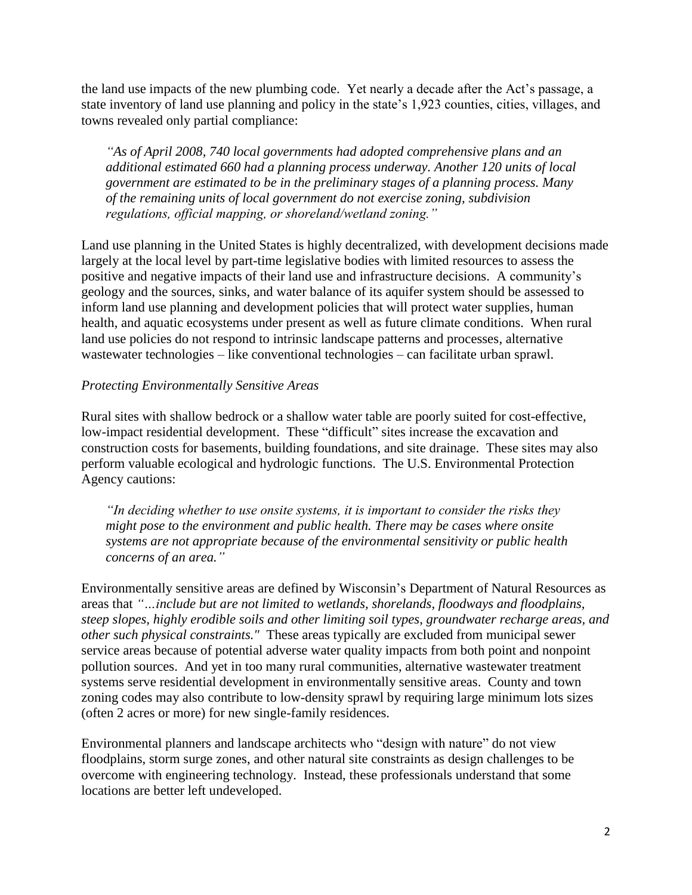the land use impacts of the new plumbing code. Yet nearly a decade after the Act's passage, a state inventory of land use planning and policy in the state's 1,923 counties, cities, villages, and towns revealed only partial compliance:

> *"As of April 2008, 740 local governments had adopted comprehensive plans and an additional estimated 660 had a planning process underway. Another 120 units of local government are estimated to be in the preliminary stages of a planning process. Many of the remaining units of local government do not exercise zoning, subdivision regulations, official mapping, or shoreland/wetland zoning."*

Land use planning in the United States is highly decentralized, with development decisions made largely at the local level by part-time legislative bodies with limited resources to assess the positive and negative impacts of their land use and infrastructure decisions. A community's geology and the sources, sinks, and water balance of its aquifer system should be assessed to inform land use planning and development policies that will protect water supplies, human health, and aquatic ecosystems under present as well as future climate conditions. When rural land use policies do not respond to intrinsic landscape patterns and processes, alternative wastewater technologies – like conventional technologies – can facilitate urban sprawl.

*Protecting Environmentally Sensitive Areas*

Rural sites with shallow bedrock or a shallow water table are poorly suited for cost-effective, low-impact residential development. These "difficult" sites increase the excavation and construction costs for basements, building foundations, and site drainage. These sites may also perform valuable ecological and hydrologic functions. The U.S. Environmental Protection Agency cautions:

> *"In deciding whether to use onsite systems, it is important to consider the risks they might pose to the environment and public health. There may be cases where onsite systems are not appropriate because of the environmental sensitivity or public health concerns of an area."*

Environmentally sensitive areas are defined by Wisconsin's Department of Natural Resources as areas that *"…include but are not limited to wetlands, shorelands, floodways and floodplains, steep slopes, highly erodible soils and other limiting soil types, groundwater recharge areas, and other such physical constraints."* These areas typically are excluded from municipal sewer service areas because of potential adverse water quality impacts from both point and nonpoint pollution sources. And yet in too many rural communities, alternative wastewater treatment systems serve residential development in environmentally sensitive areas. County and town zoning codes may also contribute to low-density sprawl by requiring large minimum lots sizes (often 2 acres or more) for new single-family residences.

Environmental planners and landscape architects who "design with nature" do not view floodplains, storm surge zones, and other natural site constraints as design challenges to be overcome with engineering technology. Instead, these professionals understand that some locations are better left undeveloped.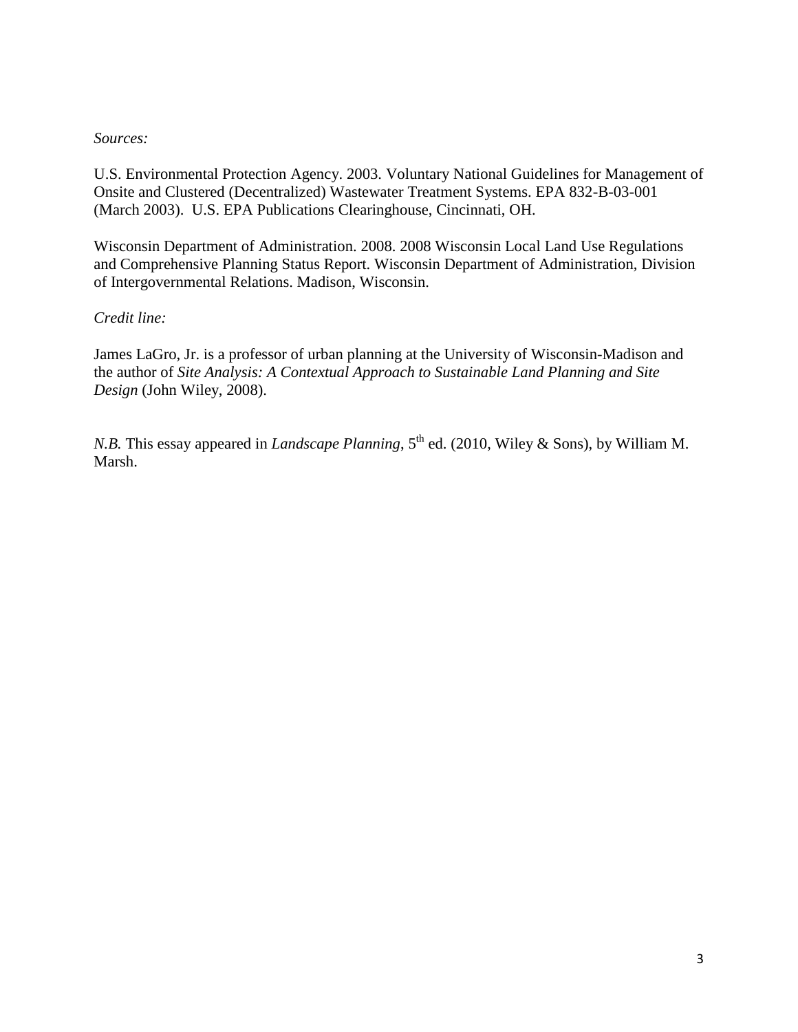*Sources:*

U.S. Environmental Protection Agency. 2003. Voluntary National Guidelines for Management of Onsite and Clustered (Decentralized) Wastewater Treatment Systems. EPA 832-B-03-001 (March 2003). U.S. EPA Publications Clearinghouse, Cincinnati, OH.

Wisconsin Department of Administration. 2008. 2008 Wisconsin Local Land Use Regulations and Comprehensive Planning Status Report. Wisconsin Department of Administration, Division of Intergovernmental Relations. Madison, Wisconsin.

*Credit line:*

James LaGro, Jr. is a professor of urban planning at the University of Wisconsin-Madison and the author of *Site Analysis: A Contextual Approach to Sustainable Land Planning and Site Design* (John Wiley, 2008).

*N.B.* This essay appeared in *Landscape Planning*, 5th ed. (2010, Wiley & Sons), by William M. Marsh.